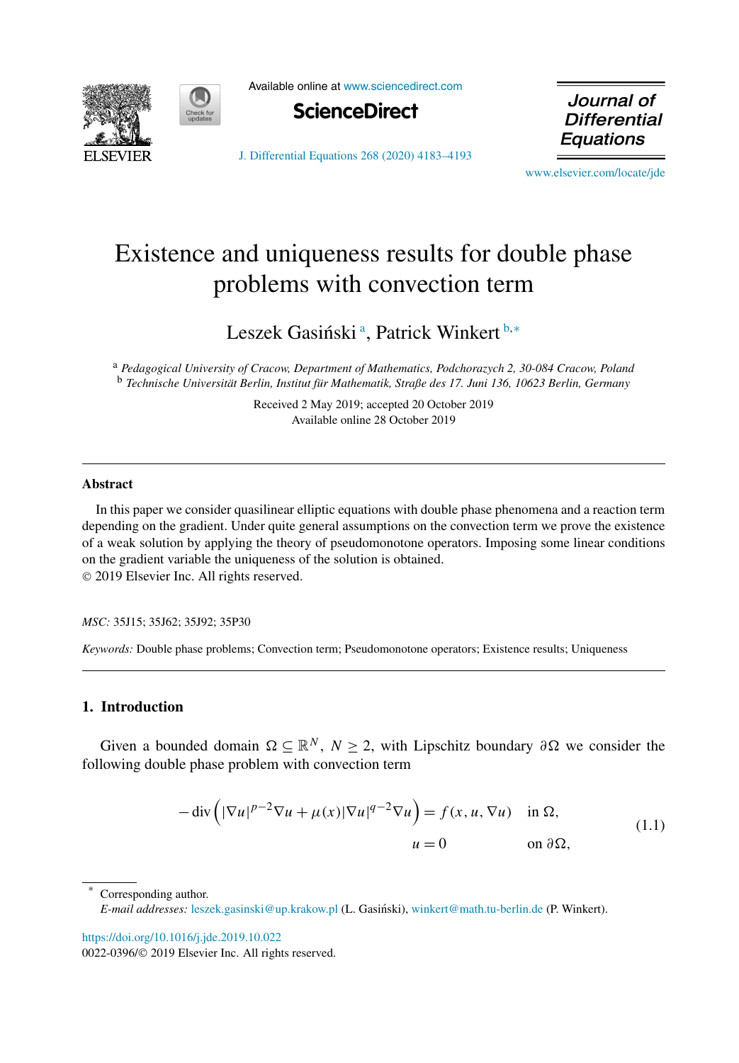# Existence and uniqueness results for double phase problems with convection term

Leszek Gasiński [a], Patrick Winkert [b,*]

[a] *Pedagogical University of Cracow, Department of Mathematics, Podchorazych 2, 30-084 Cracow, Poland*
[b] *Technische Universität Berlin, Institut für Mathematik, Straße des 17. Juni 136, 10623 Berlin, Germany*

Received 2 May 2019; accepted 20 October 2019
Available online 28 October 2019

## Abstract

In this paper we consider quasilinear elliptic equations with double phase phenomena and a reaction term depending on the gradient. Under quite general assumptions on the convection term we prove the existence of a weak solution by applying the theory of pseudomonotone operators. Imposing some linear conditions on the gradient variable the uniqueness of the solution is obtained.
© 2019 Elsevier Inc. All rights reserved.

*MSC:* 35J15; 35J62; 35J92; 35P30

*Keywords:* Double phase problems; Convection term; Pseudomonotone operators; Existence results; Uniqueness

## 1. Introduction

Given a bounded domain $\Omega \subseteq \mathbb{R}^N$, $N \geq 2$, with Lipschitz boundary $\partial\Omega$ we consider the following double phase problem with convection term

$$
\begin{aligned}
-\operatorname{div}\left(|\nabla u|^{p-2}\nabla u + \mu(x)|\nabla u|^{q-2}\nabla u\right) &= f(x,u,\nabla u) \quad \text{in } \Omega,\\
u &= 0 \quad \text{on } \partial\Omega,
\end{aligned}
\tag{1.1}
$$

---

* Corresponding author.
*E-mail addresses:* leszek.gasinski@up.krakow.pl (L. Gasiński), winkert@math.tu-berlin.de (P. Winkert).

https://doi.org/10.1016/j.jde.2019.10.022
0022-0396/© 2019 Elsevier Inc. All rights reserved.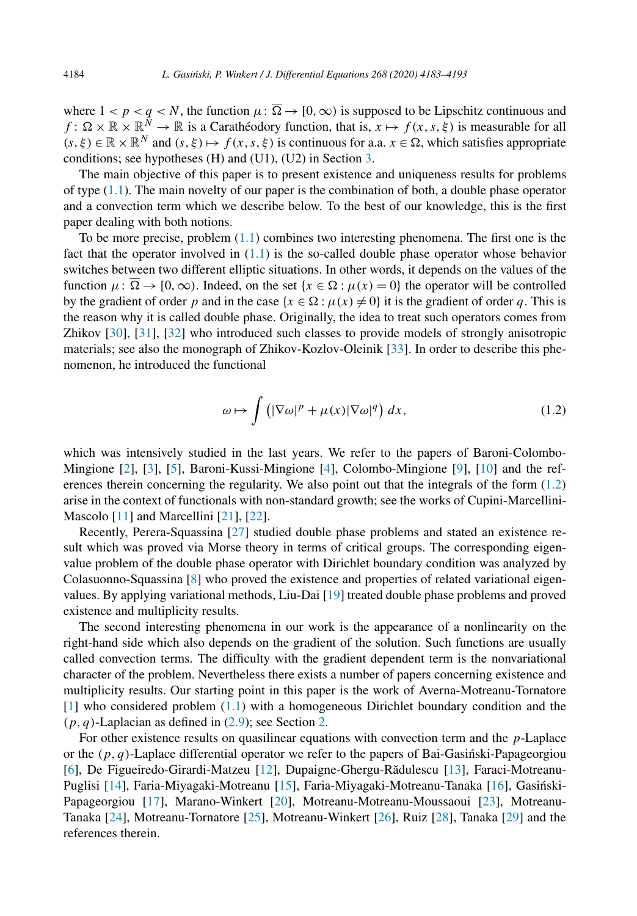where $1 < p < q < N$, the function $\mu\colon \overline{\Omega} \to [0,\infty)$ is supposed to be Lipschitz continuous and $f\colon \Omega \times \mathbb{R} \times \mathbb{R}^N \to \mathbb{R}$ is a Carathéodory function, that is, $x \mapsto f(x,s,\xi)$ is measurable for all $(s,\xi) \in \mathbb{R} \times \mathbb{R}^N$ and $(s,\xi) \mapsto f(x,s,\xi)$ is continuous for a.a. $x \in \Omega$, which satisfies appropriate conditions; see hypotheses (H) and (U1), (U2) in Section 3.

The main objective of this paper is to present existence and uniqueness results for problems of type (1.1). The main novelty of our paper is the combination of both, a double phase operator and a convection term which we describe below. To the best of our knowledge, this is the first paper dealing with both notions.

To be more precise, problem (1.1) combines two interesting phenomena. The first one is the fact that the operator involved in (1.1) is the so-called double phase operator whose behavior switches between two different elliptic situations. In other words, it depends on the values of the function $\mu\colon \overline{\Omega} \to [0,\infty)$. Indeed, on the set $\{x \in \Omega : \mu(x) = 0\}$ the operator will be controlled by the gradient of order $p$ and in the case $\{x \in \Omega : \mu(x) \neq 0\}$ it is the gradient of order $q$. This is the reason why it is called double phase. Originally, the idea to treat such operators comes from Zhikov [30], [31], [32] who introduced such classes to provide models of strongly anisotropic materials; see also the monograph of Zhikov-Kozlov-Oleinik [33]. In order to describe this phenomenon, he introduced the functional

$$\omega \mapsto \int \left(|\nabla \omega|^p + \mu(x)|\nabla \omega|^q\right) dx, \tag{1.2}$$

which was intensively studied in the last years. We refer to the papers of Baroni-Colombo-Mingione [2], [3], [5], Baroni-Kussi-Mingione [4], Colombo-Mingione [9], [10] and the references therein concerning the regularity. We also point out that the integrals of the form (1.2) arise in the context of functionals with non-standard growth; see the works of Cupini-Marcellini-Mascolo [11] and Marcellini [21], [22].

Recently, Perera-Squassina [27] studied double phase problems and stated an existence result which was proved via Morse theory in terms of critical groups. The corresponding eigenvalue problem of the double phase operator with Dirichlet boundary condition was analyzed by Colasuonno-Squassina [8] who proved the existence and properties of related variational eigenvalues. By applying variational methods, Liu-Dai [19] treated double phase problems and proved existence and multiplicity results.

The second interesting phenomena in our work is the appearance of a nonlinearity on the right-hand side which also depends on the gradient of the solution. Such functions are usually called convection terms. The difficulty with the gradient dependent term is the nonvariational character of the problem. Nevertheless there exists a number of papers concerning existence and multiplicity results. Our starting point in this paper is the work of Averna-Motreanu-Tornatore [1] who considered problem (1.1) with a homogeneous Dirichlet boundary condition and the $(p,q)$-Laplacian as defined in (2.9); see Section 2.

For other existence results on quasilinear equations with convection term and the $p$-Laplace or the $(p,q)$-Laplace differential operator we refer to the papers of Bai-Gasiński-Papageorgiou [6], De Figueiredo-Girardi-Matzeu [12], Dupaigne-Ghergu-Rădulescu [13], Faraci-Motreanu-Puglisi [14], Faria-Miyagaki-Motreanu [15], Faria-Miyagaki-Motreanu-Tanaka [16], Gasiński-Papageorgiou [17], Marano-Winkert [20], Motreanu-Motreanu-Moussaoui [23], Motreanu-Tanaka [24], Motreanu-Tornatore [25], Motreanu-Winkert [26], Ruiz [28], Tanaka [29] and the references therein.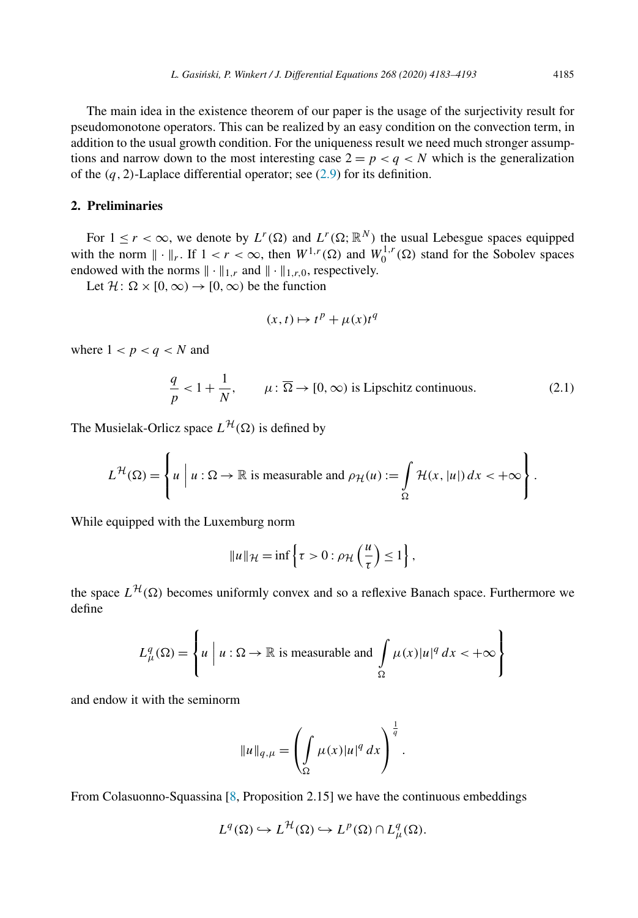The main idea in the existence theorem of our paper is the usage of the surjectivity result for pseudomonotone operators. This can be realized by an easy condition on the convection term, in addition to the usual growth condition. For the uniqueness result we need much stronger assumptions and narrow down to the most interesting case $2 = p < q < N$ which is the generalization of the $(q, 2)$-Laplace differential operator; see (2.9) for its definition.

## 2. Preliminaries

For $1 \leq r < \infty$, we denote by $L^r(\Omega)$ and $L^r(\Omega; \mathbb{R}^N)$ the usual Lebesgue spaces equipped with the norm $\|\cdot\|_r$. If $1 < r < \infty$, then $W^{1,r}(\Omega)$ and $W_0^{1,r}(\Omega)$ stand for the Sobolev spaces endowed with the norms $\|\cdot\|_{1,r}$ and $\|\cdot\|_{1,r,0}$, respectively.

Let $\mathcal{H}\colon \Omega \times [0, \infty) \to [0, \infty)$ be the function

$$(x, t) \mapsto t^p + \mu(x)t^q$$

where $1 < p < q < N$ and

$$\frac{q}{p} < 1 + \frac{1}{N}, \qquad \mu\colon \overline{\Omega} \to [0, \infty) \text{ is Lipschitz continuous.} \tag{2.1}$$

The Musielak-Orlicz space $L^{\mathcal{H}}(\Omega)$ is defined by

$$L^{\mathcal{H}}(\Omega) = \left\{ u \;\middle|\; u : \Omega \to \mathbb{R} \text{ is measurable and } \rho_{\mathcal{H}}(u) := \int_\Omega \mathcal{H}(x, |u|)\, dx < +\infty \right\}.$$

While equipped with the Luxemburg norm

$$\|u\|_{\mathcal{H}} = \inf\left\{ \tau > 0 : \rho_{\mathcal{H}}\left(\frac{u}{\tau}\right) \leq 1 \right\},$$

the space $L^{\mathcal{H}}(\Omega)$ becomes uniformly convex and so a reflexive Banach space. Furthermore we define

$$L^q_\mu(\Omega) = \left\{ u \;\middle|\; u : \Omega \to \mathbb{R} \text{ is measurable and } \int_\Omega \mu(x)|u|^q\, dx < +\infty \right\}$$

and endow it with the seminorm

$$\|u\|_{q,\mu} = \left( \int_\Omega \mu(x)|u|^q\, dx \right)^{\frac{1}{q}}.$$

From Colasuonno-Squassina [8, Proposition 2.15] we have the continuous embeddings

$$L^q(\Omega) \hookrightarrow L^{\mathcal{H}}(\Omega) \hookrightarrow L^p(\Omega) \cap L^q_\mu(\Omega).$$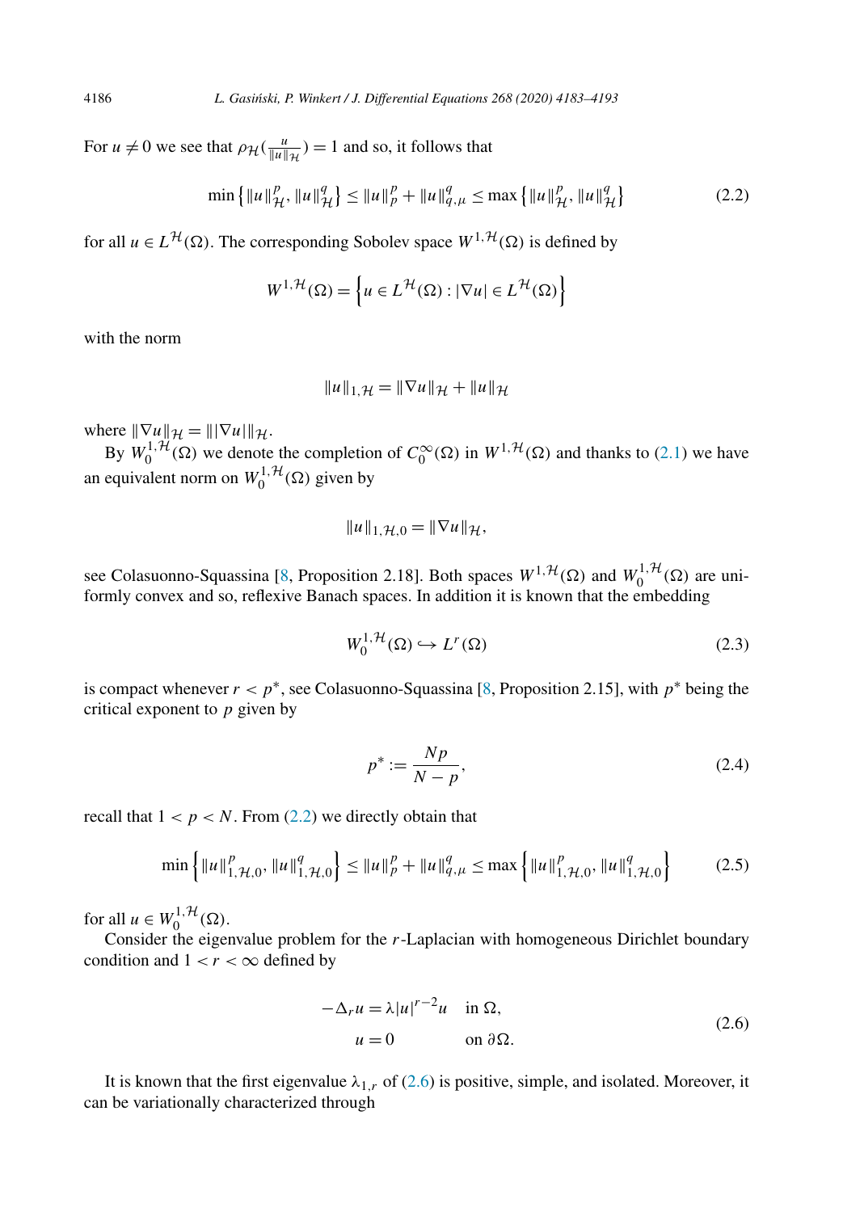For $u \neq 0$ we see that $\rho_{\mathcal{H}}(\frac{u}{\|u\|_{\mathcal{H}}}) = 1$ and so, it follows that

$$\min\left\{\|u\|_{\mathcal{H}}^p, \|u\|_{\mathcal{H}}^q\right\} \leq \|u\|_p^p + \|u\|_{q,\mu}^q \leq \max\left\{\|u\|_{\mathcal{H}}^p, \|u\|_{\mathcal{H}}^q\right\} \tag{2.2}$$

for all $u \in L^{\mathcal{H}}(\Omega)$. The corresponding Sobolev space $W^{1,\mathcal{H}}(\Omega)$ is defined by

$$W^{1,\mathcal{H}}(\Omega) = \left\{u \in L^{\mathcal{H}}(\Omega) : |\nabla u| \in L^{\mathcal{H}}(\Omega)\right\}$$

with the norm

$$\|u\|_{1,\mathcal{H}} = \|\nabla u\|_{\mathcal{H}} + \|u\|_{\mathcal{H}}$$

where $\|\nabla u\|_{\mathcal{H}} = \||\nabla u|\|_{\mathcal{H}}$.

By $W_0^{1,\mathcal{H}}(\Omega)$ we denote the completion of $C_0^\infty(\Omega)$ in $W^{1,\mathcal{H}}(\Omega)$ and thanks to (2.1) we have an equivalent norm on $W_0^{1,\mathcal{H}}(\Omega)$ given by

$$\|u\|_{1,\mathcal{H},0} = \|\nabla u\|_{\mathcal{H}},$$

see Colasuonno-Squassina [8, Proposition 2.18]. Both spaces $W^{1,\mathcal{H}}(\Omega)$ and $W_0^{1,\mathcal{H}}(\Omega)$ are uniformly convex and so, reflexive Banach spaces. In addition it is known that the embedding

$$W_0^{1,\mathcal{H}}(\Omega) \hookrightarrow L^r(\Omega) \tag{2.3}$$

is compact whenever $r < p^*$, see Colasuonno-Squassina [8, Proposition 2.15], with $p^*$ being the critical exponent to $p$ given by

$$p^* := \frac{Np}{N-p}, \tag{2.4}$$

recall that $1 < p < N$. From (2.2) we directly obtain that

$$\min\left\{\|u\|_{1,\mathcal{H},0}^p, \|u\|_{1,\mathcal{H},0}^q\right\} \leq \|u\|_p^p + \|u\|_{q,\mu}^q \leq \max\left\{\|u\|_{1,\mathcal{H},0}^p, \|u\|_{1,\mathcal{H},0}^q\right\} \tag{2.5}$$

for all $u \in W_0^{1,\mathcal{H}}(\Omega)$.

Consider the eigenvalue problem for the $r$-Laplacian with homogeneous Dirichlet boundary condition and $1 < r < \infty$ defined by

$$\begin{aligned} -\Delta_r u &= \lambda |u|^{r-2} u \quad && \text{in } \Omega, \\ u &= 0 && \text{on } \partial\Omega. \end{aligned} \tag{2.6}$$

It is known that the first eigenvalue $\lambda_{1,r}$ of (2.6) is positive, simple, and isolated. Moreover, it can be variationally characterized through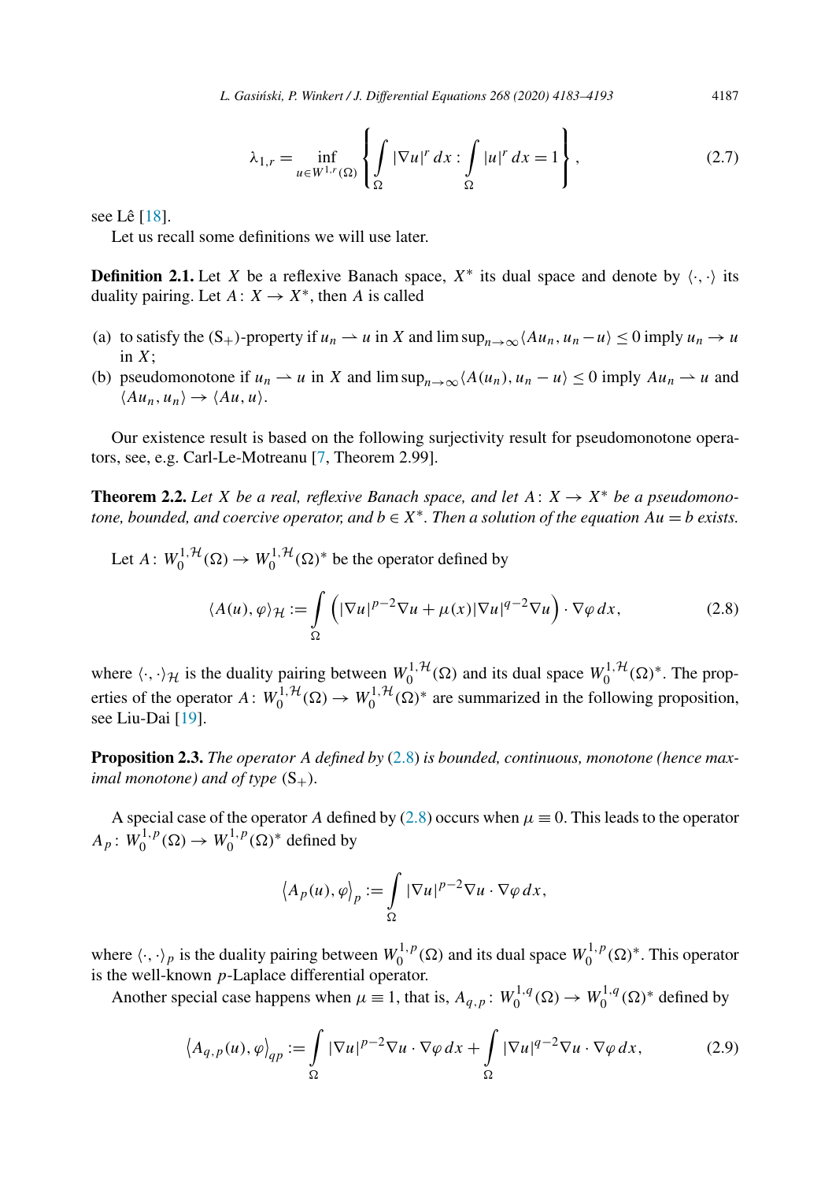$$\lambda_{1,r} = \inf_{u \in W^{1,r}(\Omega)} \left\{ \int_\Omega |\nabla u|^r \, dx : \int_\Omega |u|^r \, dx = 1 \right\}, \tag{2.7}$$

see Lê [18].

Let us recall some definitions we will use later.

**Definition 2.1.** Let $X$ be a reflexive Banach space, $X^*$ its dual space and denote by $\langle \cdot, \cdot \rangle$ its duality pairing. Let $A \colon X \to X^*$, then $A$ is called

(a) to satisfy the $(\mathrm{S}_+)$-property if $u_n \rightharpoonup u$ in $X$ and $\limsup_{n\to\infty} \langle A u_n, u_n - u \rangle \leq 0$ imply $u_n \to u$ in $X$;
(b) pseudomonotone if $u_n \rightharpoonup u$ in $X$ and $\limsup_{n\to\infty} \langle A(u_n), u_n - u \rangle \leq 0$ imply $A u_n \rightharpoonup u$ and $\langle A u_n, u_n \rangle \to \langle A u, u \rangle$.

Our existence result is based on the following surjectivity result for pseudomonotone operators, see, e.g. Carl-Le-Motreanu [7, Theorem 2.99].

**Theorem 2.2.** *Let $X$ be a real, reflexive Banach space, and let $A \colon X \to X^*$ be a pseudomonotone, bounded, and coercive operator, and $b \in X^*$. Then a solution of the equation $Au = b$ exists.*

Let $A \colon W_0^{1,\mathcal{H}}(\Omega) \to W_0^{1,\mathcal{H}}(\Omega)^*$ be the operator defined by

$$\langle A(u), \varphi \rangle_{\mathcal{H}} := \int_\Omega \left( |\nabla u|^{p-2} \nabla u + \mu(x) |\nabla u|^{q-2} \nabla u \right) \cdot \nabla \varphi \, dx, \tag{2.8}$$

where $\langle \cdot, \cdot \rangle_{\mathcal{H}}$ is the duality pairing between $W_0^{1,\mathcal{H}}(\Omega)$ and its dual space $W_0^{1,\mathcal{H}}(\Omega)^*$. The properties of the operator $A \colon W_0^{1,\mathcal{H}}(\Omega) \to W_0^{1,\mathcal{H}}(\Omega)^*$ are summarized in the following proposition, see Liu-Dai [19].

**Proposition 2.3.** *The operator $A$ defined by (2.8) is bounded, continuous, monotone (hence maximal monotone) and of type $(\mathrm{S}_+)$.*

A special case of the operator $A$ defined by (2.8) occurs when $\mu \equiv 0$. This leads to the operator $A_p \colon W_0^{1,p}(\Omega) \to W_0^{1,p}(\Omega)^*$ defined by

$$\left\langle A_p(u), \varphi \right\rangle_p := \int_\Omega |\nabla u|^{p-2} \nabla u \cdot \nabla \varphi \, dx,$$

where $\langle \cdot, \cdot \rangle_p$ is the duality pairing between $W_0^{1,p}(\Omega)$ and its dual space $W_0^{1,p}(\Omega)^*$. This operator is the well-known $p$-Laplace differential operator.

Another special case happens when $\mu \equiv 1$, that is, $A_{q,p} \colon W_0^{1,q}(\Omega) \to W_0^{1,q}(\Omega)^*$ defined by

$$\left\langle A_{q,p}(u), \varphi \right\rangle_{qp} := \int_\Omega |\nabla u|^{p-2} \nabla u \cdot \nabla \varphi \, dx + \int_\Omega |\nabla u|^{q-2} \nabla u \cdot \nabla \varphi \, dx, \tag{2.9}$$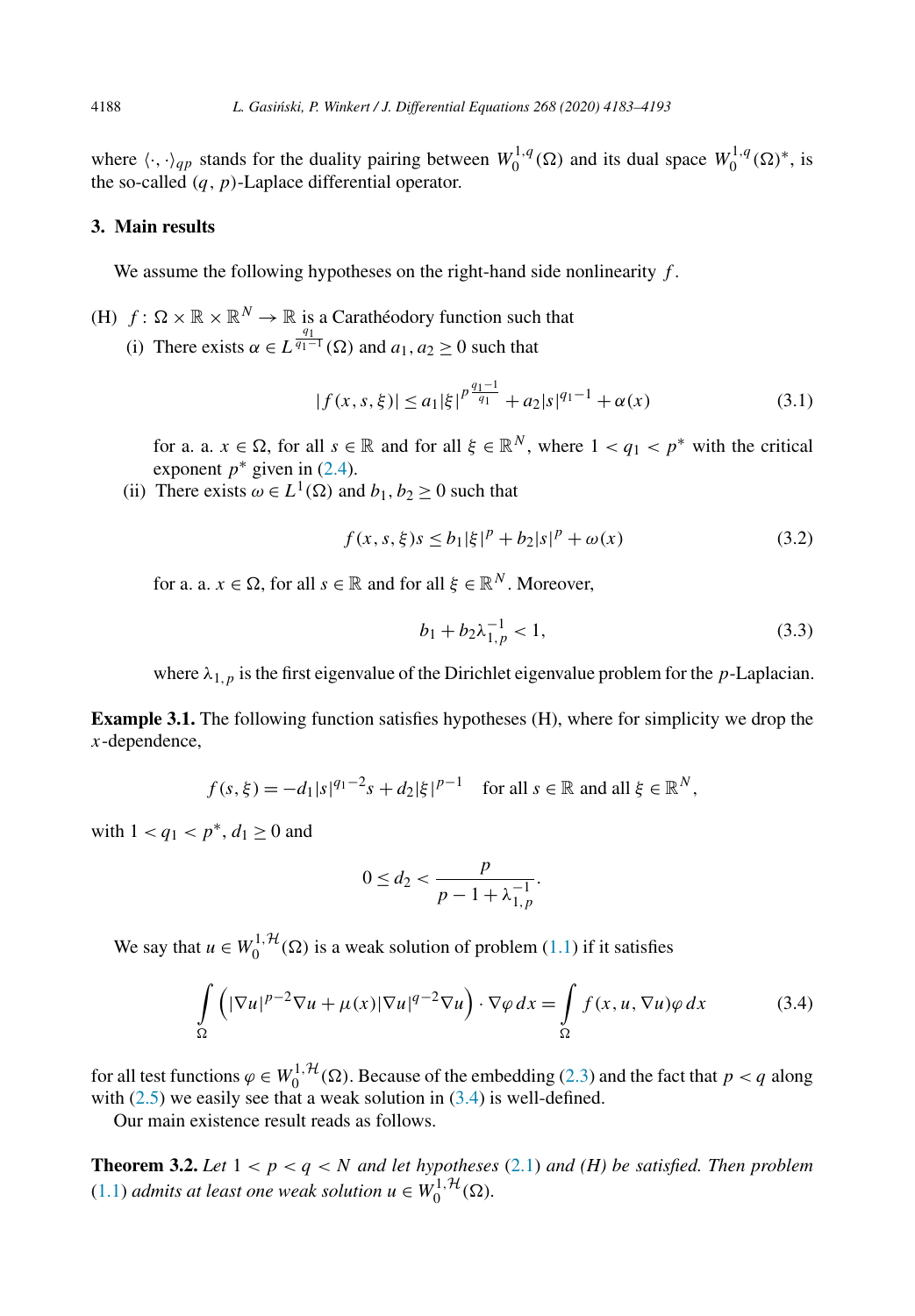where $\langle \cdot, \cdot \rangle_{qp}$ stands for the duality pairing between $W_0^{1,q}(\Omega)$ and its dual space $W_0^{1,q}(\Omega)^*$, is the so-called $(q, p)$-Laplace differential operator.

## 3. Main results

We assume the following hypotheses on the right-hand side nonlinearity $f$.

(H) $f\colon \Omega \times \mathbb{R} \times \mathbb{R}^N \to \mathbb{R}$ is a Carathéodory function such that

(i) There exists $\alpha \in L^{\frac{q_1}{q_1-1}}(\Omega)$ and $a_1, a_2 \geq 0$ such that

$$|f(x, s, \xi)| \leq a_1 |\xi|^{p \frac{q_1 - 1}{q_1}} + a_2 |s|^{q_1 - 1} + \alpha(x) \tag{3.1}$$

for a. a. $x \in \Omega$, for all $s \in \mathbb{R}$ and for all $\xi \in \mathbb{R}^N$, where $1 < q_1 < p^*$ with the critical exponent $p^*$ given in (2.4).

(ii) There exists $\omega \in L^1(\Omega)$ and $b_1, b_2 \geq 0$ such that

$$f(x, s, \xi)s \leq b_1 |\xi|^p + b_2 |s|^p + \omega(x) \tag{3.2}$$

for a. a. $x \in \Omega$, for all $s \in \mathbb{R}$ and for all $\xi \in \mathbb{R}^N$. Moreover,

$$b_1 + b_2 \lambda_{1,p}^{-1} < 1, \tag{3.3}$$

where $\lambda_{1,p}$ is the first eigenvalue of the Dirichlet eigenvalue problem for the $p$-Laplacian.

**Example 3.1.** The following function satisfies hypotheses (H), where for simplicity we drop the $x$-dependence,

$$f(s, \xi) = -d_1 |s|^{q_1 - 2} s + d_2 |\xi|^{p-1} \quad \text{for all } s \in \mathbb{R} \text{ and all } \xi \in \mathbb{R}^N,$$

with $1 < q_1 < p^*$, $d_1 \geq 0$ and

$$0 \leq d_2 < \frac{p}{p - 1 + \lambda_{1,p}^{-1}}.$$

We say that $u \in W_0^{1,\mathcal{H}}(\Omega)$ is a weak solution of problem (1.1) if it satisfies

$$\int_\Omega \left( |\nabla u|^{p-2} \nabla u + \mu(x) |\nabla u|^{q-2} \nabla u \right) \cdot \nabla \varphi \, dx = \int_\Omega f(x, u, \nabla u) \varphi \, dx \tag{3.4}$$

for all test functions $\varphi \in W_0^{1,\mathcal{H}}(\Omega)$. Because of the embedding (2.3) and the fact that $p < q$ along with (2.5) we easily see that a weak solution in (3.4) is well-defined.

Our main existence result reads as follows.

**Theorem 3.2.** *Let $1 < p < q < N$ and let hypotheses (2.1) and (H) be satisfied. Then problem (1.1) admits at least one weak solution $u \in W_0^{1,\mathcal{H}}(\Omega)$.*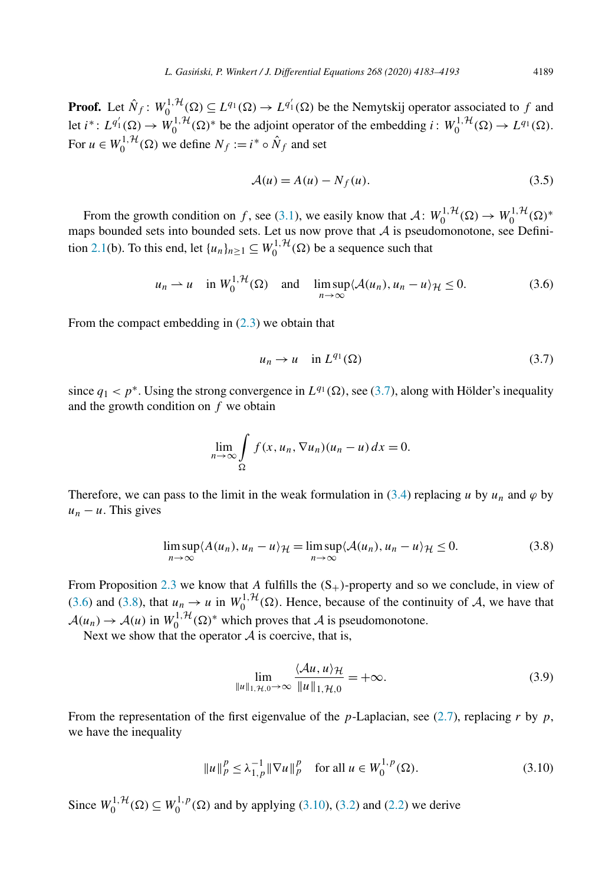**Proof.** Let $\hat{N}_f \colon W_0^{1,\mathcal{H}}(\Omega) \subseteq L^{q_1}(\Omega) \to L^{q_1'}(\Omega)$ be the Nemytskij operator associated to $f$ and let $i^* \colon L^{q_1'}(\Omega) \to W_0^{1,\mathcal{H}}(\Omega)^*$ be the adjoint operator of the embedding $i \colon W_0^{1,\mathcal{H}}(\Omega) \to L^{q_1}(\Omega)$. For $u \in W_0^{1,\mathcal{H}}(\Omega)$ we define $N_f := i^* \circ \hat{N}_f$ and set

$$\mathcal{A}(u) = A(u) - N_f(u). \tag{3.5}$$

From the growth condition on $f$, see (3.1), we easily know that $\mathcal{A} \colon W_0^{1,\mathcal{H}}(\Omega) \to W_0^{1,\mathcal{H}}(\Omega)^*$ maps bounded sets into bounded sets. Let us now prove that $\mathcal{A}$ is pseudomonotone, see Definition 2.1(b). To this end, let $\{u_n\}_{n\geq 1} \subseteq W_0^{1,\mathcal{H}}(\Omega)$ be a sequence such that

$$u_n \rightharpoonup u \quad \text{in } W_0^{1,\mathcal{H}}(\Omega) \quad \text{and} \quad \limsup_{n\to\infty} \langle \mathcal{A}(u_n), u_n - u\rangle_{\mathcal{H}} \leq 0. \tag{3.6}$$

From the compact embedding in (2.3) we obtain that

$$u_n \to u \quad \text{in } L^{q_1}(\Omega) \tag{3.7}$$

since $q_1 < p^*$. Using the strong convergence in $L^{q_1}(\Omega)$, see (3.7), along with Hölder's inequality and the growth condition on $f$ we obtain

$$\lim_{n\to\infty} \int_\Omega f(x, u_n, \nabla u_n)(u_n - u)\,dx = 0.$$

Therefore, we can pass to the limit in the weak formulation in (3.4) replacing $u$ by $u_n$ and $\varphi$ by $u_n - u$. This gives

$$\limsup_{n\to\infty} \langle A(u_n), u_n - u\rangle_{\mathcal{H}} = \limsup_{n\to\infty} \langle \mathcal{A}(u_n), u_n - u\rangle_{\mathcal{H}} \leq 0. \tag{3.8}$$

From Proposition 2.3 we know that $A$ fulfills the $(\mathrm{S}_+)$-property and so we conclude, in view of (3.6) and (3.8), that $u_n \to u$ in $W_0^{1,\mathcal{H}}(\Omega)$. Hence, because of the continuity of $\mathcal{A}$, we have that $\mathcal{A}(u_n) \to \mathcal{A}(u)$ in $W_0^{1,\mathcal{H}}(\Omega)^*$ which proves that $\mathcal{A}$ is pseudomonotone.

Next we show that the operator $\mathcal{A}$ is coercive, that is,

$$\lim_{\|u\|_{1,\mathcal{H},0}\to\infty} \frac{\langle \mathcal{A}u, u\rangle_{\mathcal{H}}}{\|u\|_{1,\mathcal{H},0}} = +\infty. \tag{3.9}$$

From the representation of the first eigenvalue of the $p$-Laplacian, see (2.7), replacing $r$ by $p$, we have the inequality

$$\|u\|_p^p \leq \lambda_{1,p}^{-1} \|\nabla u\|_p^p \quad \text{for all } u \in W_0^{1,p}(\Omega). \tag{3.10}$$

Since $W_0^{1,\mathcal{H}}(\Omega) \subseteq W_0^{1,p}(\Omega)$ and by applying (3.10), (3.2) and (2.2) we derive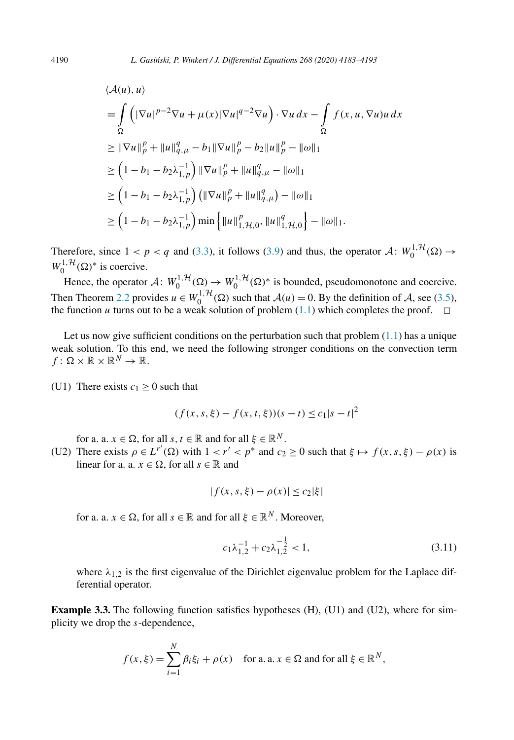$$
\begin{aligned}
&\langle \mathcal{A}(u), u\rangle \\
&= \int_\Omega \left( |\nabla u|^{p-2}\nabla u + \mu(x)|\nabla u|^{q-2}\nabla u \right)\cdot \nabla u \, dx - \int_\Omega f(x,u,\nabla u) u \, dx \\
&\geq \|\nabla u\|_p^p + \|u\|_{q,\mu}^q - b_1\|\nabla u\|_p^p - b_2\|u\|_p^p - \|\omega\|_1 \\
&\geq \left(1 - b_1 - b_2\lambda_{1,p}^{-1}\right)\|\nabla u\|_p^p + \|u\|_{q,\mu}^q - \|\omega\|_1 \\
&\geq \left(1 - b_1 - b_2\lambda_{1,p}^{-1}\right)\left(\|\nabla u\|_p^p + \|u\|_{q,\mu}^q\right) - \|\omega\|_1 \\
&\geq \left(1 - b_1 - b_2\lambda_{1,p}^{-1}\right)\min\left\{\|u\|_{1,\mathcal{H},0}^p, \|u\|_{1,\mathcal{H},0}^q\right\} - \|\omega\|_1.
\end{aligned}
$$

Therefore, since $1 < p < q$ and (3.3), it follows (3.9) and thus, the operator $\mathcal{A}\colon W_0^{1,\mathcal{H}}(\Omega) \to W_0^{1,\mathcal{H}}(\Omega)^*$ is coercive.

Hence, the operator $\mathcal{A}\colon W_0^{1,\mathcal{H}}(\Omega) \to W_0^{1,\mathcal{H}}(\Omega)^*$ is bounded, pseudomonotone and coercive. Then Theorem 2.2 provides $u \in W_0^{1,\mathcal{H}}(\Omega)$ such that $\mathcal{A}(u) = 0$. By the definition of $\mathcal{A}$, see (3.5), the function $u$ turns out to be a weak solution of problem (1.1) which completes the proof. $\square$

Let us now give sufficient conditions on the perturbation such that problem (1.1) has a unique weak solution. To this end, we need the following stronger conditions on the convection term $f\colon \Omega \times \mathbb{R} \times \mathbb{R}^N \to \mathbb{R}$.

(U1) There exists $c_1 \geq 0$ such that

$$
(f(x,s,\xi) - f(x,t,\xi))(s-t) \leq c_1|s-t|^2
$$

for a. a. $x \in \Omega$, for all $s,t \in \mathbb{R}$ and for all $\xi \in \mathbb{R}^N$.

(U2) There exists $\rho \in L^{r'}(\Omega)$ with $1 < r' < p^*$ and $c_2 \geq 0$ such that $\xi \mapsto f(x,s,\xi) - \rho(x)$ is linear for a. a. $x \in \Omega$, for all $s \in \mathbb{R}$ and

$$
|f(x,s,\xi) - \rho(x)| \leq c_2|\xi|
$$

for a. a. $x \in \Omega$, for all $s \in \mathbb{R}$ and for all $\xi \in \mathbb{R}^N$. Moreover,

$$
c_1\lambda_{1,2}^{-1} + c_2\lambda_{1,2}^{-\frac{1}{2}} < 1, \tag{3.11}
$$

where $\lambda_{1,2}$ is the first eigenvalue of the Dirichlet eigenvalue problem for the Laplace differential operator.

**Example 3.3.** The following function satisfies hypotheses (H), (U1) and (U2), where for simplicity we drop the $s$-dependence,

$$
f(x,\xi) = \sum_{i=1}^N \beta_i \xi_i + \rho(x) \quad \text{for a. a. } x \in \Omega \text{ and for all } \xi \in \mathbb{R}^N,
$$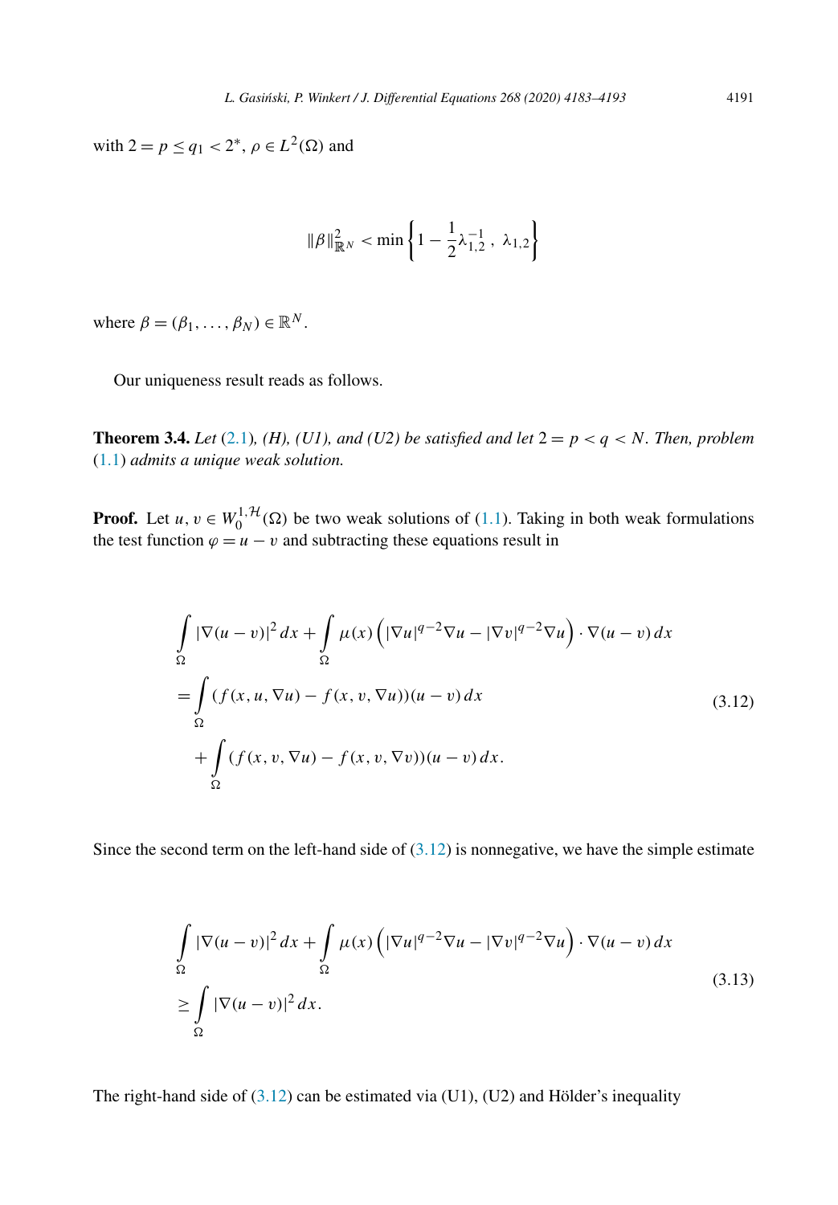with $2 = p \leq q_1 < 2^*$, $\rho \in L^2(\Omega)$ and

$$\|\beta\|^2_{\mathbb{R}^N} < \min\left\{1 - \frac{1}{2}\lambda_{1,2}^{-1},\ \lambda_{1,2}\right\}$$

where $\beta = (\beta_1, \ldots, \beta_N) \in \mathbb{R}^N$.

Our uniqueness result reads as follows.

**Theorem 3.4.** *Let* (2.1)*, (H), (U1), and (U2) be satisfied and let* $2 = p < q < N$*. Then, problem* (1.1) *admits a unique weak solution.*

**Proof.** Let $u, v \in W_0^{1,\mathcal{H}}(\Omega)$ be two weak solutions of (1.1). Taking in both weak formulations the test function $\varphi = u - v$ and subtracting these equations result in

$$\begin{aligned}
&\int_\Omega |\nabla(u - v)|^2\, dx + \int_\Omega \mu(x)\left(|\nabla u|^{q-2}\nabla u - |\nabla v|^{q-2}\nabla u\right) \cdot \nabla(u - v)\, dx \\
&= \int_\Omega (f(x, u, \nabla u) - f(x, v, \nabla u))(u - v)\, dx \\
&\quad + \int_\Omega (f(x, v, \nabla u) - f(x, v, \nabla v))(u - v)\, dx.
\end{aligned} \tag{3.12}$$

Since the second term on the left-hand side of (3.12) is nonnegative, we have the simple estimate

$$\begin{aligned}
&\int_\Omega |\nabla(u - v)|^2\, dx + \int_\Omega \mu(x)\left(|\nabla u|^{q-2}\nabla u - |\nabla v|^{q-2}\nabla u\right) \cdot \nabla(u - v)\, dx \\
&\geq \int_\Omega |\nabla(u - v)|^2\, dx.
\end{aligned} \tag{3.13}$$

The right-hand side of (3.12) can be estimated via (U1), (U2) and Hölder's inequality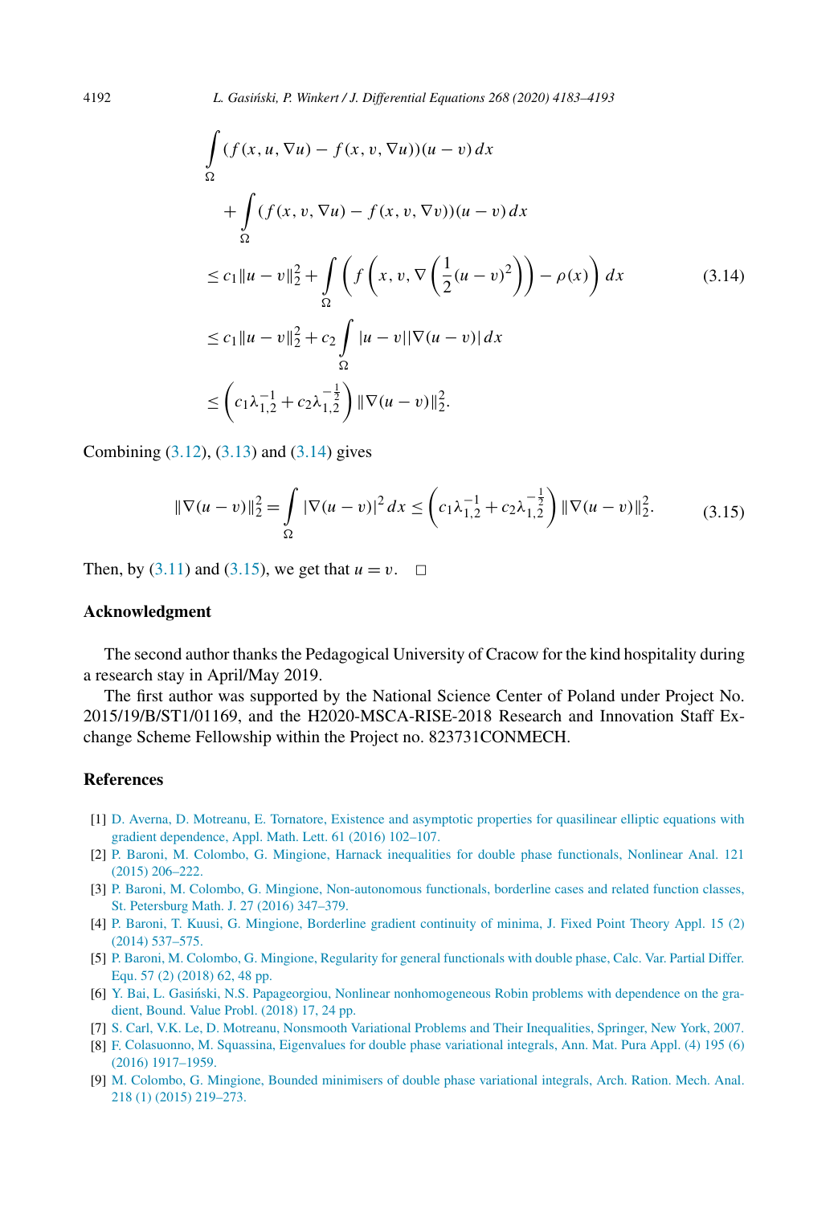$$
\begin{aligned}
&\int_\Omega (f(x,u,\nabla u) - f(x,v,\nabla u))(u-v)\,dx \\
&\quad + \int_\Omega (f(x,v,\nabla u) - f(x,v,\nabla v))(u-v)\,dx \\
&\le c_1\|u-v\|_2^2 + \int_\Omega \left( f\left(x, v, \nabla\left(\frac{1}{2}(u-v)^2\right)\right) - \rho(x)\right) dx \qquad (3.14)\\
&\le c_1\|u-v\|_2^2 + c_2 \int_\Omega |u-v||\nabla(u-v)|\,dx \\
&\le \left(c_1\lambda_{1,2}^{-1} + c_2\lambda_{1,2}^{-\frac{1}{2}}\right)\|\nabla(u-v)\|_2^2.
\end{aligned}
$$

Combining (3.12), (3.13) and (3.14) gives

$$
\|\nabla(u-v)\|_2^2 = \int_\Omega |\nabla(u-v)|^2\,dx \le \left(c_1\lambda_{1,2}^{-1} + c_2\lambda_{1,2}^{-\frac{1}{2}}\right)\|\nabla(u-v)\|_2^2. \qquad (3.15)
$$

Then, by (3.11) and (3.15), we get that $u = v$. □

## Acknowledgment

The second author thanks the Pedagogical University of Cracow for the kind hospitality during a research stay in April/May 2019.

The first author was supported by the National Science Center of Poland under Project No. 2015/19/B/ST1/01169, and the H2020-MSCA-RISE-2018 Research and Innovation Staff Exchange Scheme Fellowship within the Project no. 823731CONMECH.

## References

[1] D. Averna, D. Motreanu, E. Tornatore, Existence and asymptotic properties for quasilinear elliptic equations with gradient dependence, Appl. Math. Lett. 61 (2016) 102–107.

[2] P. Baroni, M. Colombo, G. Mingione, Harnack inequalities for double phase functionals, Nonlinear Anal. 121 (2015) 206–222.

[3] P. Baroni, M. Colombo, G. Mingione, Non-autonomous functionals, borderline cases and related function classes, St. Petersburg Math. J. 27 (2016) 347–379.

[4] P. Baroni, T. Kuusi, G. Mingione, Borderline gradient continuity of minima, J. Fixed Point Theory Appl. 15 (2) (2014) 537–575.

[5] P. Baroni, M. Colombo, G. Mingione, Regularity for general functionals with double phase, Calc. Var. Partial Differ. Equ. 57 (2) (2018) 62, 48 pp.

[6] Y. Bai, L. Gasiński, N.S. Papageorgiou, Nonlinear nonhomogeneous Robin problems with dependence on the gradient, Bound. Value Probl. (2018) 17, 24 pp.

[7] S. Carl, V.K. Le, D. Motreanu, Nonsmooth Variational Problems and Their Inequalities, Springer, New York, 2007.

[8] F. Colasuonno, M. Squassina, Eigenvalues for double phase variational integrals, Ann. Mat. Pura Appl. (4) 195 (6) (2016) 1917–1959.

[9] M. Colombo, G. Mingione, Bounded minimisers of double phase variational integrals, Arch. Ration. Mech. Anal. 218 (1) (2015) 219–273.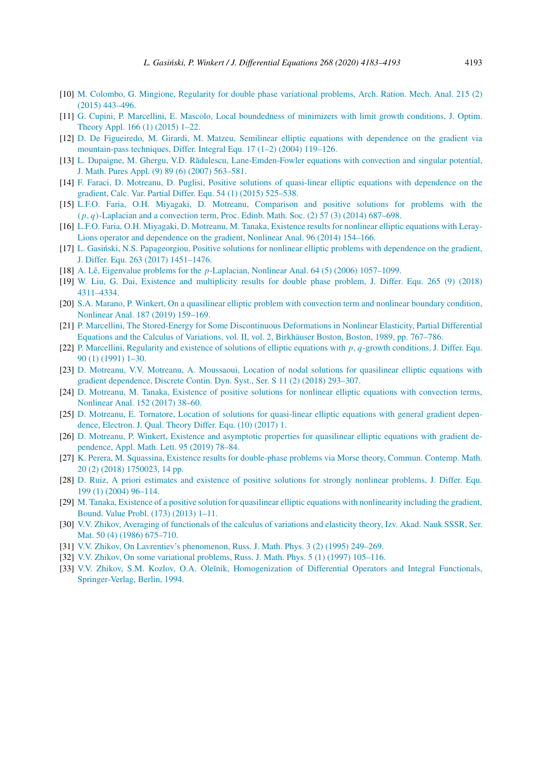[10] M. Colombo, G. Mingione, Regularity for double phase variational problems, Arch. Ration. Mech. Anal. 215 (2) (2015) 443–496.

[11] G. Cupini, P. Marcellini, E. Mascolo, Local boundedness of minimizers with limit growth conditions, J. Optim. Theory Appl. 166 (1) (2015) 1–22.

[12] D. De Figueiredo, M. Girardi, M. Matzeu, Semilinear elliptic equations with dependence on the gradient via mountain-pass techniques, Differ. Integral Equ. 17 (1–2) (2004) 119–126.

[13] L. Dupaigne, M. Ghergu, V.D. Rădulescu, Lane-Emden-Fowler equations with convection and singular potential, J. Math. Pures Appl. (9) 89 (6) (2007) 563–581.

[14] F. Faraci, D. Motreanu, D. Puglisi, Positive solutions of quasi-linear elliptic equations with dependence on the gradient, Calc. Var. Partial Differ. Equ. 54 (1) (2015) 525–538.

[15] L.F.O. Faria, O.H. Miyagaki, D. Motreanu, Comparison and positive solutions for problems with the $(p, q)$-Laplacian and a convection term, Proc. Edinb. Math. Soc. (2) 57 (3) (2014) 687–698.

[16] L.F.O. Faria, O.H. Miyagaki, D. Motreanu, M. Tanaka, Existence results for nonlinear elliptic equations with Leray-Lions operator and dependence on the gradient, Nonlinear Anal. 96 (2014) 154–166.

[17] L. Gasiński, N.S. Papageorgiou, Positive solutions for nonlinear elliptic problems with dependence on the gradient, J. Differ. Equ. 263 (2017) 1451–1476.

[18] A. Lê, Eigenvalue problems for the $p$-Laplacian, Nonlinear Anal. 64 (5) (2006) 1057–1099.

[19] W. Liu, G. Dai, Existence and multiplicity results for double phase problem, J. Differ. Equ. 265 (9) (2018) 4311–4334.

[20] S.A. Marano, P. Winkert, On a quasilinear elliptic problem with convection term and nonlinear boundary condition, Nonlinear Anal. 187 (2019) 159–169.

[21] P. Marcellini, The Stored-Energy for Some Discontinuous Deformations in Nonlinear Elasticity, Partial Differential Equations and the Calculus of Variations, vol. II, vol. 2, Birkhäuser Boston, Boston, 1989, pp. 767–786.

[22] P. Marcellini, Regularity and existence of solutions of elliptic equations with $p, q$-growth conditions, J. Differ. Equ. 90 (1) (1991) 1–30.

[23] D. Motreanu, V.V. Motreanu, A. Moussaoui, Location of nodal solutions for quasilinear elliptic equations with gradient dependence, Discrete Contin. Dyn. Syst., Ser. S 11 (2) (2018) 293–307.

[24] D. Motreanu, M. Tanaka, Existence of positive solutions for nonlinear elliptic equations with convection terms, Nonlinear Anal. 152 (2017) 38–60.

[25] D. Motreanu, E. Tornatore, Location of solutions for quasi-linear elliptic equations with general gradient dependence, Electron. J. Qual. Theory Differ. Equ. (10) (2017) 1.

[26] D. Motreanu, P. Winkert, Existence and asymptotic properties for quasilinear elliptic equations with gradient dependence, Appl. Math. Lett. 95 (2019) 78–84.

[27] K. Perera, M. Squassina, Existence results for double-phase problems via Morse theory, Commun. Contemp. Math. 20 (2) (2018) 1750023, 14 pp.

[28] D. Ruiz, A priori estimates and existence of positive solutions for strongly nonlinear problems, J. Differ. Equ. 199 (1) (2004) 96–114.

[29] M. Tanaka, Existence of a positive solution for quasilinear elliptic equations with nonlinearity including the gradient, Bound. Value Probl. (173) (2013) 1–11.

[30] V.V. Zhikov, Averaging of functionals of the calculus of variations and elasticity theory, Izv. Akad. Nauk SSSR, Ser. Mat. 50 (4) (1986) 675–710.

[31] V.V. Zhikov, On Lavrentiev's phenomenon, Russ. J. Math. Phys. 3 (2) (1995) 249–269.

[32] V.V. Zhikov, On some variational problems, Russ. J. Math. Phys. 5 (1) (1997) 105–116.

[33] V.V. Zhikov, S.M. Kozlov, O.A. Oleĭnik, Homogenization of Differential Operators and Integral Functionals, Springer-Verlag, Berlin, 1994.